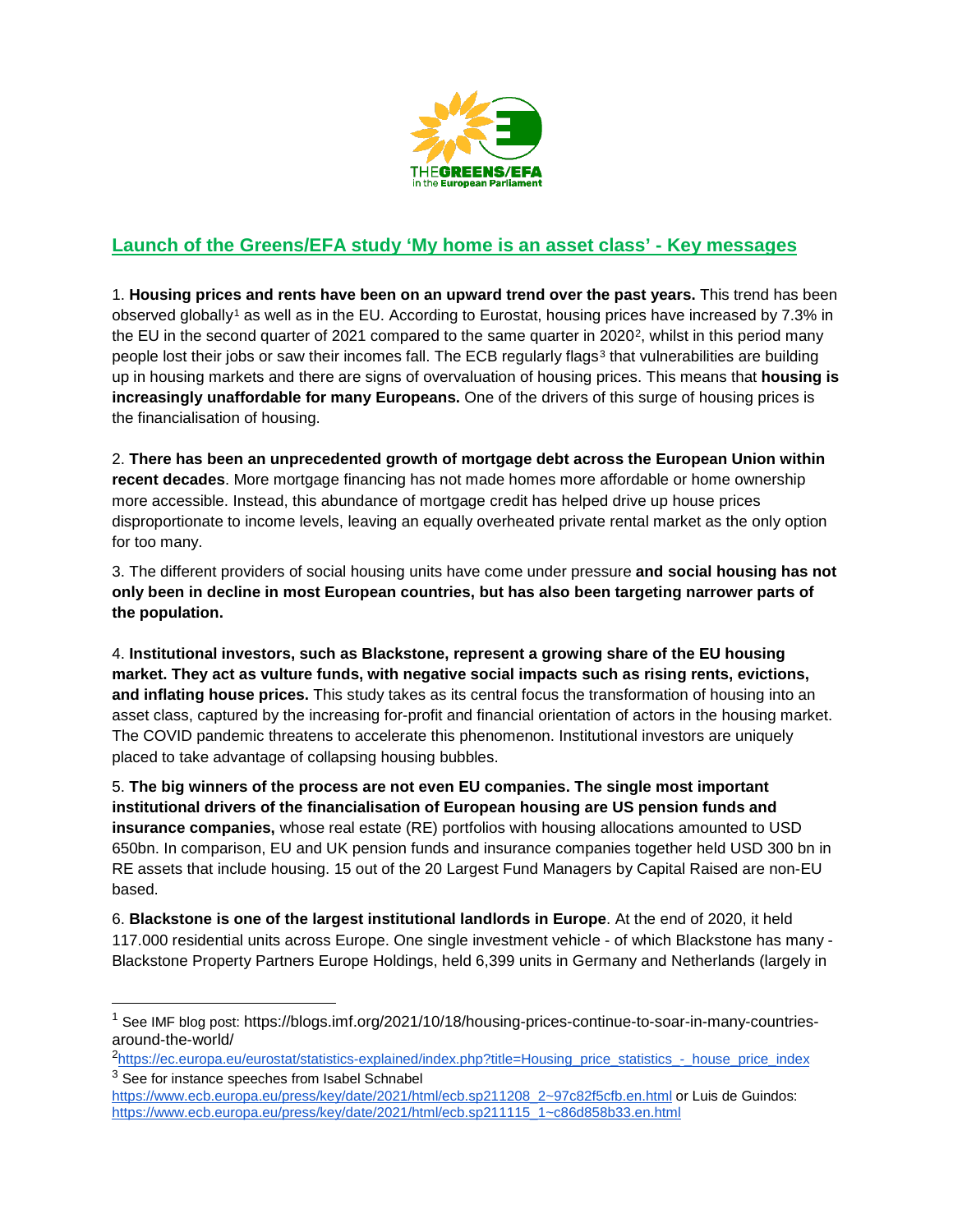## Launch of the Greens/EFA study 'My home is an asset class' - Key messages

1. **Housing prices and rents have been on an upward trend over the past years.** This trend has been observed globally[1] as well as in the EU. According to Eurostat, housing prices have increased by 7.3% in the EU in the second quarter of 2021 compared to the same quarter in 2020[2], whilst in this period many people lost their jobs or saw their incomes fall. The ECB regularly flags[3] that vulnerabilities are building up in housing markets and there are signs of overvaluation of housing prices. This means that **housing is increasingly unaffordable for many Europeans.** One of the drivers of this surge of housing prices is the financialisation of housing.

2. **There has been an unprecedented growth of mortgage debt across the European Union within recent decades**. More mortgage financing has not made homes more affordable or home ownership more accessible. Instead, this abundance of mortgage credit has helped drive up house prices disproportionate to income levels, leaving an equally overheated private rental market as the only option for too many.

3. The different providers of social housing units have come under pressure **and social housing has not only been in decline in most European countries, but has also been targeting narrower parts of the population.**

4. **Institutional investors, such as Blackstone, represent a growing share of the EU housing market. They act as vulture funds, with negative social impacts such as rising rents, evictions, and inflating house prices.** This study takes as its central focus the transformation of housing into an asset class, captured by the increasing for-profit and financial orientation of actors in the housing market. The COVID pandemic threatens to accelerate this phenomenon. Institutional investors are uniquely placed to take advantage of collapsing housing bubbles.

5. **The big winners of the process are not even EU companies. The single most important institutional drivers of the financialisation of European housing are US pension funds and insurance companies,** whose real estate (RE) portfolios with housing allocations amounted to USD 650bn. In comparison, EU and UK pension funds and insurance companies together held USD 300 bn in RE assets that include housing. 15 out of the 20 Largest Fund Managers by Capital Raised are non-EU based.

6. **Blackstone is one of the largest institutional landlords in Europe**. At the end of 2020, it held 117.000 residential units across Europe. One single investment vehicle - of which Blackstone has many - Blackstone Property Partners Europe Holdings, held 6,399 units in Germany and Netherlands (largely in

---

[1] See IMF blog post: https://blogs.imf.org/2021/10/18/housing-prices-continue-to-soar-in-many-countries-around-the-world/

[2] https://ec.europa.eu/eurostat/statistics-explained/index.php?title=Housing_price_statistics_-_house_price_index

[3] See for instance speeches from Isabel Schnabel https://www.ecb.europa.eu/press/key/date/2021/html/ecb.sp211208_2~97c82f5cfb.en.html or Luis de Guindos: https://www.ecb.europa.eu/press/key/date/2021/html/ecb.sp211115_1~c86d858b33.en.html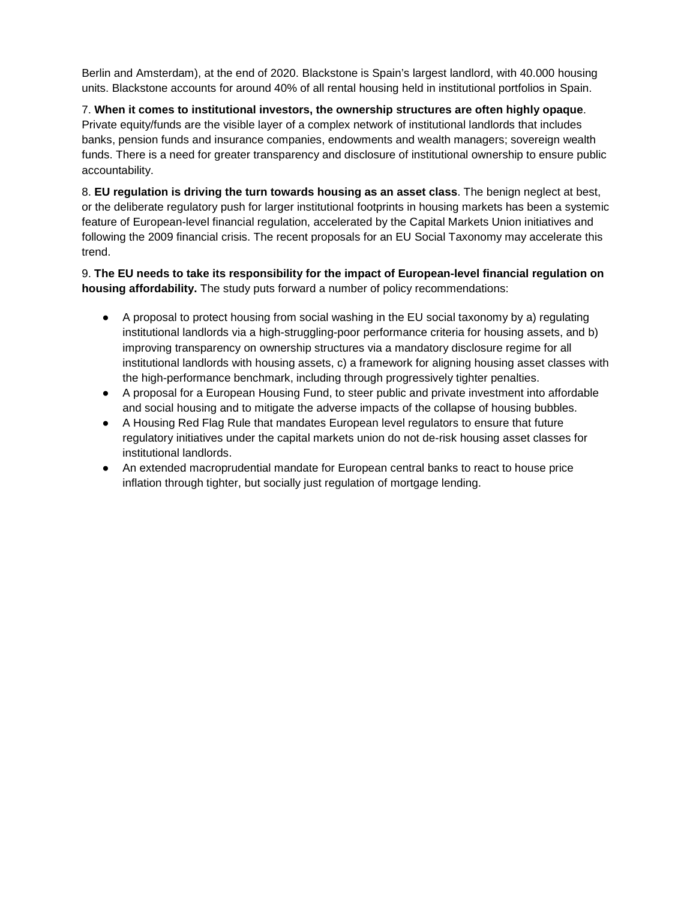Berlin and Amsterdam), at the end of 2020. Blackstone is Spain's largest landlord, with 40.000 housing units. Blackstone accounts for around 40% of all rental housing held in institutional portfolios in Spain.

7. **When it comes to institutional investors, the ownership structures are often highly opaque**. Private equity/funds are the visible layer of a complex network of institutional landlords that includes banks, pension funds and insurance companies, endowments and wealth managers; sovereign wealth funds. There is a need for greater transparency and disclosure of institutional ownership to ensure public accountability.

8. **EU regulation is driving the turn towards housing as an asset class**. The benign neglect at best, or the deliberate regulatory push for larger institutional footprints in housing markets has been a systemic feature of European-level financial regulation, accelerated by the Capital Markets Union initiatives and following the 2009 financial crisis. The recent proposals for an EU Social Taxonomy may accelerate this trend.

9. **The EU needs to take its responsibility for the impact of European-level financial regulation on housing affordability.** The study puts forward a number of policy recommendations:

- A proposal to protect housing from social washing in the EU social taxonomy by a) regulating institutional landlords via a high-struggling-poor performance criteria for housing assets, and b) improving transparency on ownership structures via a mandatory disclosure regime for all institutional landlords with housing assets, c) a framework for aligning housing asset classes with the high-performance benchmark, including through progressively tighter penalties.
- A proposal for a European Housing Fund, to steer public and private investment into affordable and social housing and to mitigate the adverse impacts of the collapse of housing bubbles.
- A Housing Red Flag Rule that mandates European level regulators to ensure that future regulatory initiatives under the capital markets union do not de-risk housing asset classes for institutional landlords.
- An extended macroprudential mandate for European central banks to react to house price inflation through tighter, but socially just regulation of mortgage lending.